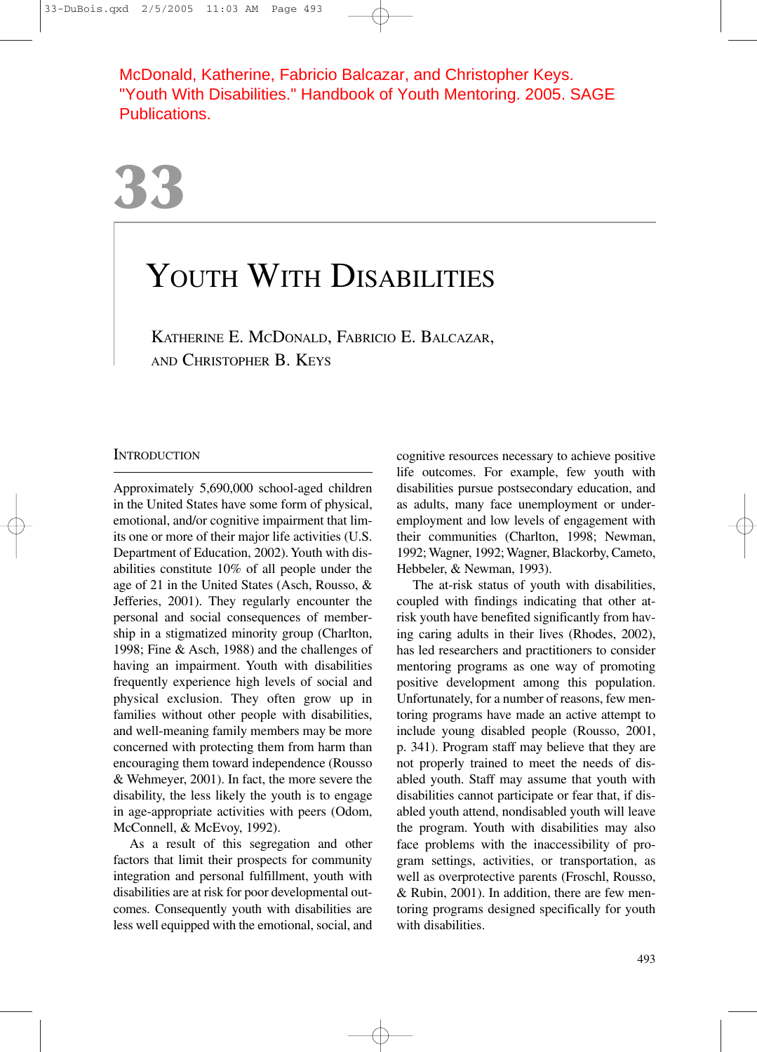McDonald, Katherine, Fabricio Balcazar, and Christopher Keys. "Youth With Disabilities." Handbook of Youth Mentoring. 2005. SAGE Publications.

# 33

# Youth With Disabilities

Katherine E. McDonald, Fabricio E. Balcazar, and Christopher B. Keys

## Introduction

Approximately 5,690,000 school-aged children in the United States have some form of physical, emotional, and/or cognitive impairment that limits one or more of their major life activities (U.S. Department of Education, 2002). Youth with disabilities constitute 10% of all people under the age of 21 in the United States (Asch, Rousso, & Jefferies, 2001). They regularly encounter the personal and social consequences of membership in a stigmatized minority group (Charlton, 1998; Fine & Asch, 1988) and the challenges of having an impairment. Youth with disabilities frequently experience high levels of social and physical exclusion. They often grow up in families without other people with disabilities, and well-meaning family members may be more concerned with protecting them from harm than encouraging them toward independence (Rousso & Wehmeyer, 2001). In fact, the more severe the disability, the less likely the youth is to engage in age-appropriate activities with peers (Odom, McConnell, & McEvoy, 1992).

As a result of this segregation and other factors that limit their prospects for community integration and personal fulfillment, youth with disabilities are at risk for poor developmental outcomes. Consequently youth with disabilities are less well equipped with the emotional, social, and cognitive resources necessary to achieve positive life outcomes. For example, few youth with disabilities pursue postsecondary education, and as adults, many face unemployment or underemployment and low levels of engagement with their communities (Charlton, 1998; Newman, 1992; Wagner, 1992; Wagner, Blackorby, Cameto, Hebbeler, & Newman, 1993).

The at-risk status of youth with disabilities, coupled with findings indicating that other at-risk youth have benefited significantly from having caring adults in their lives (Rhodes, 2002), has led researchers and practitioners to consider mentoring programs as one way of promoting positive development among this population. Unfortunately, for a number of reasons, few mentoring programs have made an active attempt to include young disabled people (Rousso, 2001, p. 341). Program staff may believe that they are not properly trained to meet the needs of disabled youth. Staff may assume that youth with disabilities cannot participate or fear that, if disabled youth attend, nondisabled youth will leave the program. Youth with disabilities may also face problems with the inaccessibility of program settings, activities, or transportation, as well as overprotective parents (Froschl, Rousso, & Rubin, 2001). In addition, there are few mentoring programs designed specifically for youth with disabilities.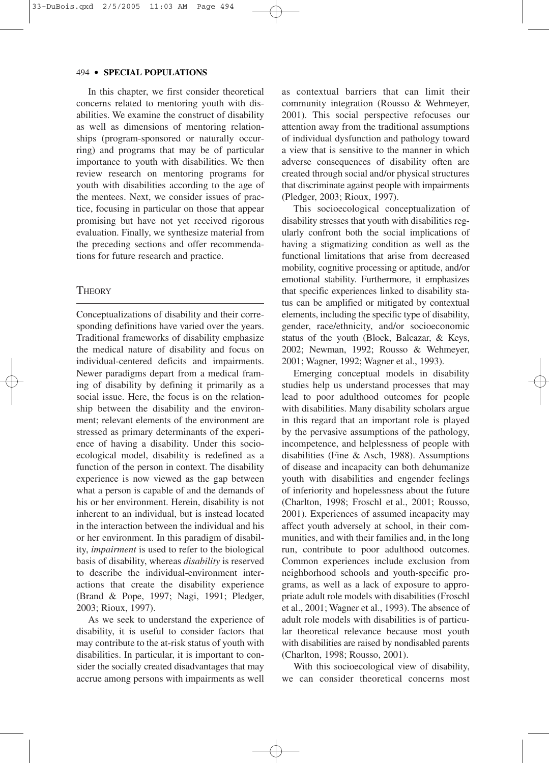In this chapter, we first consider theoretical concerns related to mentoring youth with disabilities. We examine the construct of disability as well as dimensions of mentoring relationships (program-sponsored or naturally occurring) and programs that may be of particular importance to youth with disabilities. We then review research on mentoring programs for youth with disabilities according to the age of the mentees. Next, we consider issues of practice, focusing in particular on those that appear promising but have not yet received rigorous evaluation. Finally, we synthesize material from the preceding sections and offer recommendations for future research and practice.

## Theory

Conceptualizations of disability and their corresponding definitions have varied over the years. Traditional frameworks of disability emphasize the medical nature of disability and focus on individual-centered deficits and impairments. Newer paradigms depart from a medical framing of disability by defining it primarily as a social issue. Here, the focus is on the relationship between the disability and the environment; relevant elements of the environment are stressed as primary determinants of the experience of having a disability. Under this socioecological model, disability is redefined as a function of the person in context. The disability experience is now viewed as the gap between what a person is capable of and the demands of his or her environment. Herein, disability is not inherent to an individual, but is instead located in the interaction between the individual and his or her environment. In this paradigm of disability, *impairment* is used to refer to the biological basis of disability, whereas *disability* is reserved to describe the individual-environment interactions that create the disability experience (Brand & Pope, 1997; Nagi, 1991; Pledger, 2003; Rioux, 1997).

As we seek to understand the experience of disability, it is useful to consider factors that may contribute to the at-risk status of youth with disabilities. In particular, it is important to consider the socially created disadvantages that may accrue among persons with impairments as well as contextual barriers that can limit their community integration (Rousso & Wehmeyer, 2001). This social perspective refocuses our attention away from the traditional assumptions of individual dysfunction and pathology toward a view that is sensitive to the manner in which adverse consequences of disability often are created through social and/or physical structures that discriminate against people with impairments (Pledger, 2003; Rioux, 1997).

This socioecological conceptualization of disability stresses that youth with disabilities regularly confront both the social implications of having a stigmatizing condition as well as the functional limitations that arise from decreased mobility, cognitive processing or aptitude, and/or emotional stability. Furthermore, it emphasizes that specific experiences linked to disability status can be amplified or mitigated by contextual elements, including the specific type of disability, gender, race/ethnicity, and/or socioeconomic status of the youth (Block, Balcazar, & Keys, 2002; Newman, 1992; Rousso & Wehmeyer, 2001; Wagner, 1992; Wagner et al., 1993).

Emerging conceptual models in disability studies help us understand processes that may lead to poor adulthood outcomes for people with disabilities. Many disability scholars argue in this regard that an important role is played by the pervasive assumptions of the pathology, incompetence, and helplessness of people with disabilities (Fine & Asch, 1988). Assumptions of disease and incapacity can both dehumanize youth with disabilities and engender feelings of inferiority and hopelessness about the future (Charlton, 1998; Froschl et al., 2001; Rousso, 2001). Experiences of assumed incapacity may affect youth adversely at school, in their communities, and with their families and, in the long run, contribute to poor adulthood outcomes. Common experiences include exclusion from neighborhood schools and youth-specific programs, as well as a lack of exposure to appropriate adult role models with disabilities (Froschl et al., 2001; Wagner et al., 1993). The absence of adult role models with disabilities is of particular theoretical relevance because most youth with disabilities are raised by nondisabled parents (Charlton, 1998; Rousso, 2001).

With this socioecological view of disability, we can consider theoretical concerns most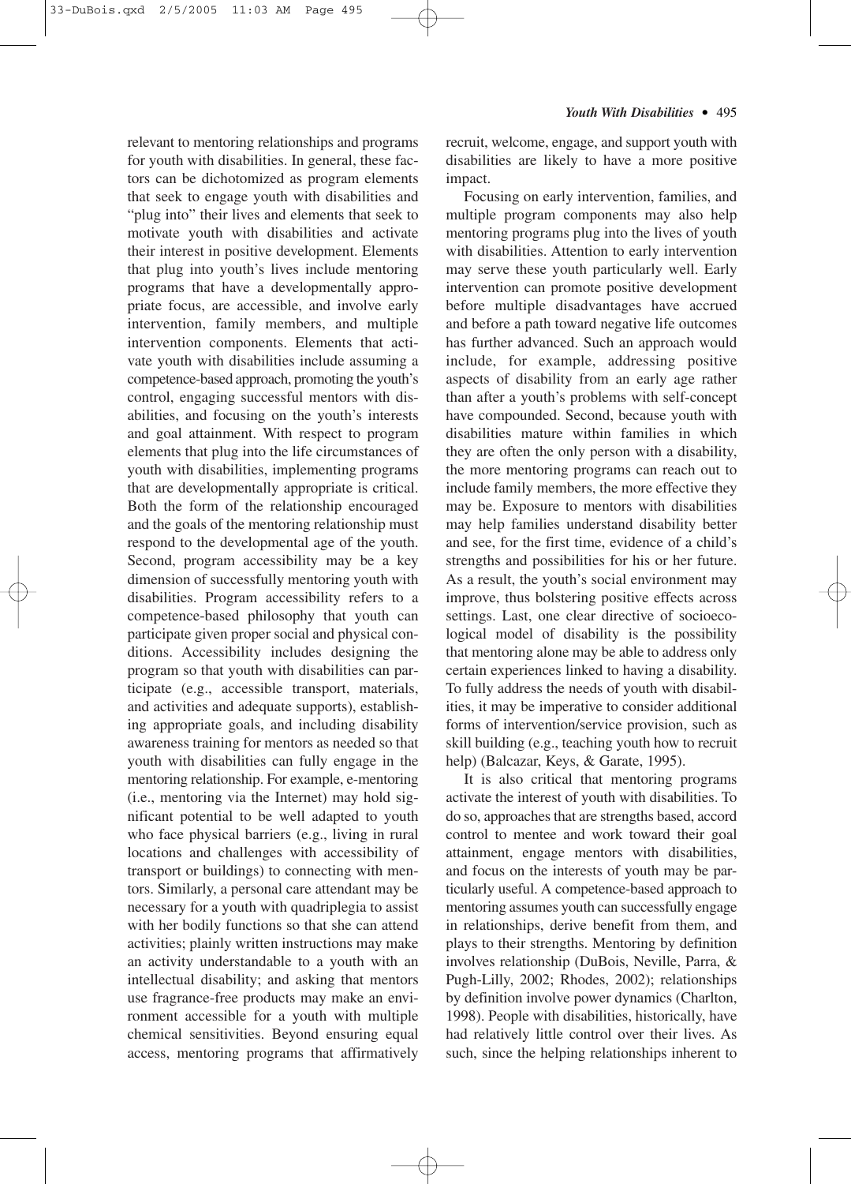relevant to mentoring relationships and programs for youth with disabilities. In general, these factors can be dichotomized as program elements that seek to engage youth with disabilities and "plug into" their lives and elements that seek to motivate youth with disabilities and activate their interest in positive development. Elements that plug into youth's lives include mentoring programs that have a developmentally appropriate focus, are accessible, and involve early intervention, family members, and multiple intervention components. Elements that activate youth with disabilities include assuming a competence-based approach, promoting the youth's control, engaging successful mentors with disabilities, and focusing on the youth's interests and goal attainment. With respect to program elements that plug into the life circumstances of youth with disabilities, implementing programs that are developmentally appropriate is critical. Both the form of the relationship encouraged and the goals of the mentoring relationship must respond to the developmental age of the youth. Second, program accessibility may be a key dimension of successfully mentoring youth with disabilities. Program accessibility refers to a competence-based philosophy that youth can participate given proper social and physical conditions. Accessibility includes designing the program so that youth with disabilities can participate (e.g., accessible transport, materials, and activities and adequate supports), establishing appropriate goals, and including disability awareness training for mentors as needed so that youth with disabilities can fully engage in the mentoring relationship. For example, e-mentoring (i.e., mentoring via the Internet) may hold significant potential to be well adapted to youth who face physical barriers (e.g., living in rural locations and challenges with accessibility of transport or buildings) to connecting with mentors. Similarly, a personal care attendant may be necessary for a youth with quadriplegia to assist with her bodily functions so that she can attend activities; plainly written instructions may make an activity understandable to a youth with an intellectual disability; and asking that mentors use fragrance-free products may make an environment accessible for a youth with multiple chemical sensitivities. Beyond ensuring equal access, mentoring programs that affirmatively recruit, welcome, engage, and support youth with disabilities are likely to have a more positive impact.

Focusing on early intervention, families, and multiple program components may also help mentoring programs plug into the lives of youth with disabilities. Attention to early intervention may serve these youth particularly well. Early intervention can promote positive development before multiple disadvantages have accrued and before a path toward negative life outcomes has further advanced. Such an approach would include, for example, addressing positive aspects of disability from an early age rather than after a youth's problems with self-concept have compounded. Second, because youth with disabilities mature within families in which they are often the only person with a disability, the more mentoring programs can reach out to include family members, the more effective they may be. Exposure to mentors with disabilities may help families understand disability better and see, for the first time, evidence of a child's strengths and possibilities for his or her future. As a result, the youth's social environment may improve, thus bolstering positive effects across settings. Last, one clear directive of socioecological model of disability is the possibility that mentoring alone may be able to address only certain experiences linked to having a disability. To fully address the needs of youth with disabilities, it may be imperative to consider additional forms of intervention/service provision, such as skill building (e.g., teaching youth how to recruit help) (Balcazar, Keys, & Garate, 1995).

It is also critical that mentoring programs activate the interest of youth with disabilities. To do so, approaches that are strengths based, accord control to mentee and work toward their goal attainment, engage mentors with disabilities, and focus on the interests of youth may be particularly useful. A competence-based approach to mentoring assumes youth can successfully engage in relationships, derive benefit from them, and plays to their strengths. Mentoring by definition involves relationship (DuBois, Neville, Parra, & Pugh-Lilly, 2002; Rhodes, 2002); relationships by definition involve power dynamics (Charlton, 1998). People with disabilities, historically, have had relatively little control over their lives. As such, since the helping relationships inherent to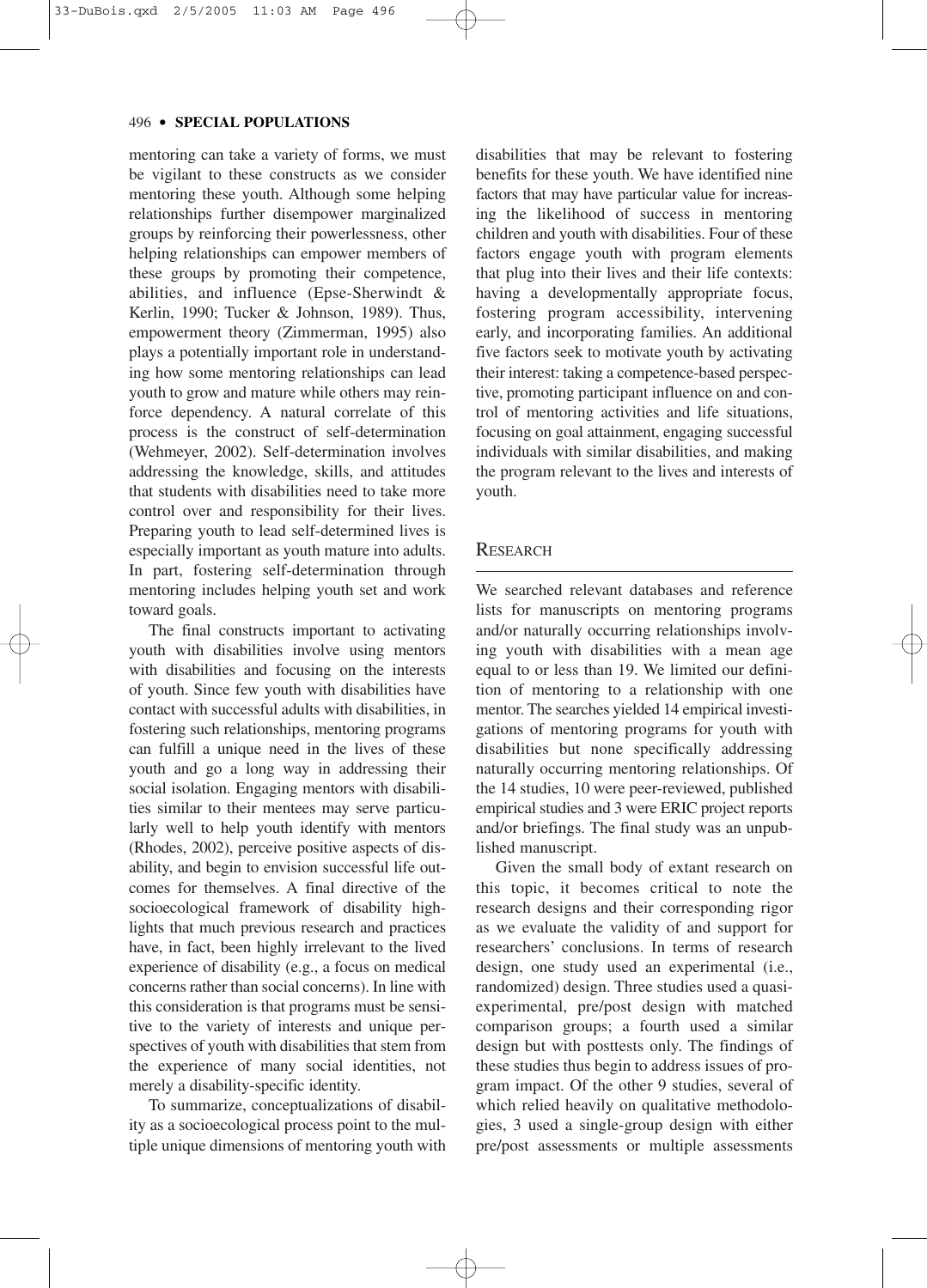mentoring can take a variety of forms, we must be vigilant to these constructs as we consider mentoring these youth. Although some helping relationships further disempower marginalized groups by reinforcing their powerlessness, other helping relationships can empower members of these groups by promoting their competence, abilities, and influence (Epse-Sherwindt & Kerlin, 1990; Tucker & Johnson, 1989). Thus, empowerment theory (Zimmerman, 1995) also plays a potentially important role in understanding how some mentoring relationships can lead youth to grow and mature while others may reinforce dependency. A natural correlate of this process is the construct of self-determination (Wehmeyer, 2002). Self-determination involves addressing the knowledge, skills, and attitudes that students with disabilities need to take more control over and responsibility for their lives. Preparing youth to lead self-determined lives is especially important as youth mature into adults. In part, fostering self-determination through mentoring includes helping youth set and work toward goals.

The final constructs important to activating youth with disabilities involve using mentors with disabilities and focusing on the interests of youth. Since few youth with disabilities have contact with successful adults with disabilities, in fostering such relationships, mentoring programs can fulfill a unique need in the lives of these youth and go a long way in addressing their social isolation. Engaging mentors with disabilities similar to their mentees may serve particularly well to help youth identify with mentors (Rhodes, 2002), perceive positive aspects of disability, and begin to envision successful life outcomes for themselves. A final directive of the socioecological framework of disability highlights that much previous research and practices have, in fact, been highly irrelevant to the lived experience of disability (e.g., a focus on medical concerns rather than social concerns). In line with this consideration is that programs must be sensitive to the variety of interests and unique perspectives of youth with disabilities that stem from the experience of many social identities, not merely a disability-specific identity.

To summarize, conceptualizations of disability as a socioecological process point to the multiple unique dimensions of mentoring youth with disabilities that may be relevant to fostering benefits for these youth. We have identified nine factors that may have particular value for increasing the likelihood of success in mentoring children and youth with disabilities. Four of these factors engage youth with program elements that plug into their lives and their life contexts: having a developmentally appropriate focus, fostering program accessibility, intervening early, and incorporating families. An additional five factors seek to motivate youth by activating their interest: taking a competence-based perspective, promoting participant influence on and control of mentoring activities and life situations, focusing on goal attainment, engaging successful individuals with similar disabilities, and making the program relevant to the lives and interests of youth.

## Research

We searched relevant databases and reference lists for manuscripts on mentoring programs and/or naturally occurring relationships involving youth with disabilities with a mean age equal to or less than 19. We limited our definition of mentoring to a relationship with one mentor. The searches yielded 14 empirical investigations of mentoring programs for youth with disabilities but none specifically addressing naturally occurring mentoring relationships. Of the 14 studies, 10 were peer-reviewed, published empirical studies and 3 were ERIC project reports and/or briefings. The final study was an unpublished manuscript.

Given the small body of extant research on this topic, it becomes critical to note the research designs and their corresponding rigor as we evaluate the validity of and support for researchers' conclusions. In terms of research design, one study used an experimental (i.e., randomized) design. Three studies used a quasi-experimental, pre/post design with matched comparison groups; a fourth used a similar design but with posttests only. The findings of these studies thus begin to address issues of program impact. Of the other 9 studies, several of which relied heavily on qualitative methodologies, 3 used a single-group design with either pre/post assessments or multiple assessments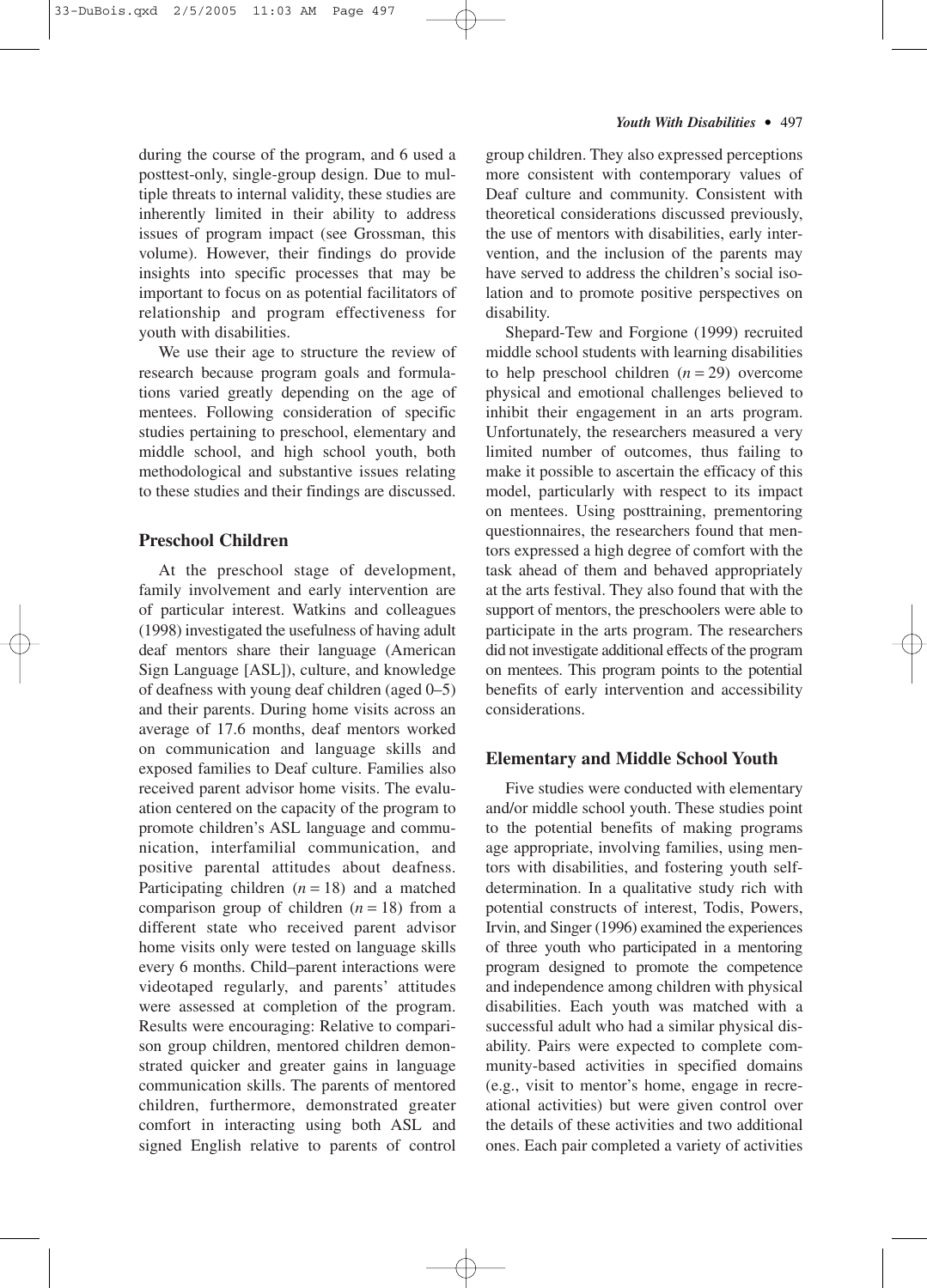during the course of the program, and 6 used a posttest-only, single-group design. Due to multiple threats to internal validity, these studies are inherently limited in their ability to address issues of program impact (see Grossman, this volume). However, their findings do provide insights into specific processes that may be important to focus on as potential facilitators of relationship and program effectiveness for youth with disabilities.

We use their age to structure the review of research because program goals and formulations varied greatly depending on the age of mentees. Following consideration of specific studies pertaining to preschool, elementary and middle school, and high school youth, both methodological and substantive issues relating to these studies and their findings are discussed.

### Preschool Children

At the preschool stage of development, family involvement and early intervention are of particular interest. Watkins and colleagues (1998) investigated the usefulness of having adult deaf mentors share their language (American Sign Language [ASL]), culture, and knowledge of deafness with young deaf children (aged 0–5) and their parents. During home visits across an average of 17.6 months, deaf mentors worked on communication and language skills and exposed families to Deaf culture. Families also received parent advisor home visits. The evaluation centered on the capacity of the program to promote children's ASL language and communication, interfamilial communication, and positive parental attitudes about deafness. Participating children ($n = 18$) and a matched comparison group of children ($n = 18$) from a different state who received parent advisor home visits only were tested on language skills every 6 months. Child–parent interactions were videotaped regularly, and parents' attitudes were assessed at completion of the program. Results were encouraging: Relative to comparison group children, mentored children demonstrated quicker and greater gains in language communication skills. The parents of mentored children, furthermore, demonstrated greater comfort in interacting using both ASL and signed English relative to parents of control group children. They also expressed perceptions more consistent with contemporary values of Deaf culture and community. Consistent with theoretical considerations discussed previously, the use of mentors with disabilities, early intervention, and the inclusion of the parents may have served to address the children's social isolation and to promote positive perspectives on disability.

Shepard-Tew and Forgione (1999) recruited middle school students with learning disabilities to help preschool children ($n = 29$) overcome physical and emotional challenges believed to inhibit their engagement in an arts program. Unfortunately, the researchers measured a very limited number of outcomes, thus failing to make it possible to ascertain the efficacy of this model, particularly with respect to its impact on mentees. Using posttraining, prementoring questionnaires, the researchers found that mentors expressed a high degree of comfort with the task ahead of them and behaved appropriately at the arts festival. They also found that with the support of mentors, the preschoolers were able to participate in the arts program. The researchers did not investigate additional effects of the program on mentees. This program points to the potential benefits of early intervention and accessibility considerations.

### Elementary and Middle School Youth

Five studies were conducted with elementary and/or middle school youth. These studies point to the potential benefits of making programs age appropriate, involving families, using mentors with disabilities, and fostering youth self-determination. In a qualitative study rich with potential constructs of interest, Todis, Powers, Irvin, and Singer (1996) examined the experiences of three youth who participated in a mentoring program designed to promote the competence and independence among children with physical disabilities. Each youth was matched with a successful adult who had a similar physical disability. Pairs were expected to complete community-based activities in specified domains (e.g., visit to mentor's home, engage in recreational activities) but were given control over the details of these activities and two additional ones. Each pair completed a variety of activities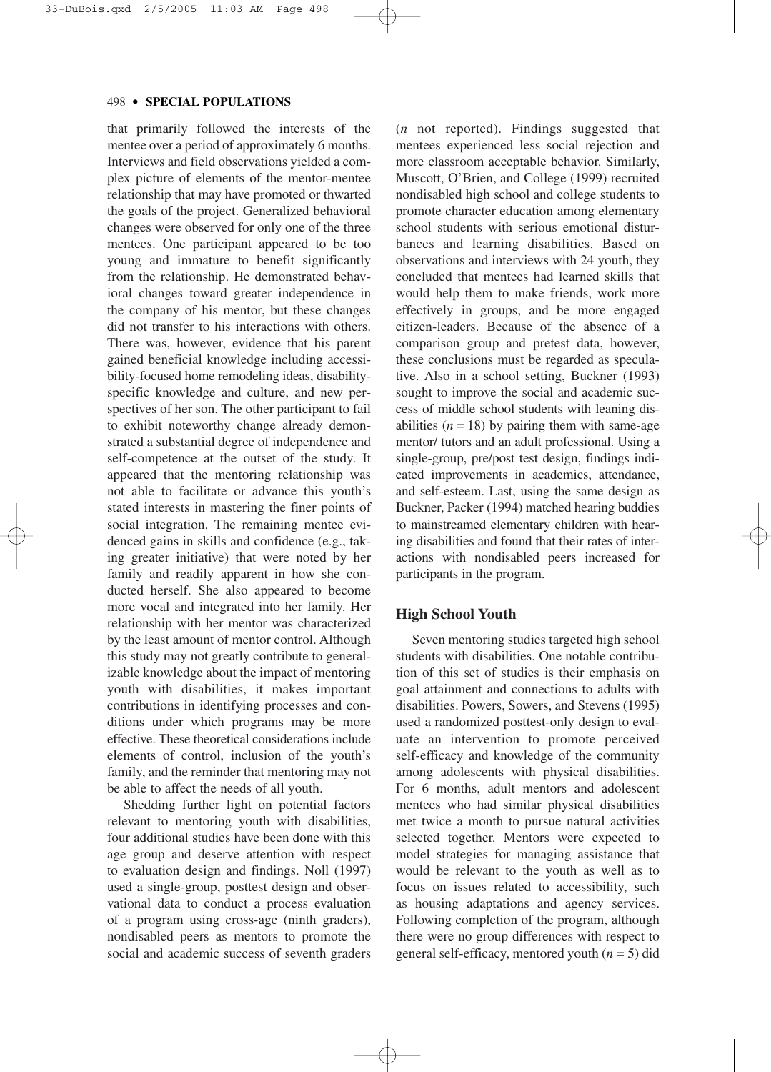that primarily followed the interests of the mentee over a period of approximately 6 months. Interviews and field observations yielded a complex picture of elements of the mentor-mentee relationship that may have promoted or thwarted the goals of the project. Generalized behavioral changes were observed for only one of the three mentees. One participant appeared to be too young and immature to benefit significantly from the relationship. He demonstrated behavioral changes toward greater independence in the company of his mentor, but these changes did not transfer to his interactions with others. There was, however, evidence that his parent gained beneficial knowledge including accessibility-focused home remodeling ideas, disability-specific knowledge and culture, and new perspectives of her son. The other participant to fail to exhibit noteworthy change already demonstrated a substantial degree of independence and self-competence at the outset of the study. It appeared that the mentoring relationship was not able to facilitate or advance this youth's stated interests in mastering the finer points of social integration. The remaining mentee evidenced gains in skills and confidence (e.g., taking greater initiative) that were noted by her family and readily apparent in how she conducted herself. She also appeared to become more vocal and integrated into her family. Her relationship with her mentor was characterized by the least amount of mentor control. Although this study may not greatly contribute to generalizable knowledge about the impact of mentoring youth with disabilities, it makes important contributions in identifying processes and conditions under which programs may be more effective. These theoretical considerations include elements of control, inclusion of the youth's family, and the reminder that mentoring may not be able to affect the needs of all youth.

Shedding further light on potential factors relevant to mentoring youth with disabilities, four additional studies have been done with this age group and deserve attention with respect to evaluation design and findings. Noll (1997) used a single-group, posttest design and observational data to conduct a process evaluation of a program using cross-age (ninth graders), nondisabled peers as mentors to promote the social and academic success of seventh graders ($n$ not reported). Findings suggested that mentees experienced less social rejection and more classroom acceptable behavior. Similarly, Muscott, O'Brien, and College (1999) recruited nondisabled high school and college students to promote character education among elementary school students with serious emotional disturbances and learning disabilities. Based on observations and interviews with 24 youth, they concluded that mentees had learned skills that would help them to make friends, work more effectively in groups, and be more engaged citizen-leaders. Because of the absence of a comparison group and pretest data, however, these conclusions must be regarded as speculative. Also in a school setting, Buckner (1993) sought to improve the social and academic success of middle school students with leaning disabilities ($n = 18$) by pairing them with same-age mentor/ tutors and an adult professional. Using a single-group, pre/post test design, findings indicated improvements in academics, attendance, and self-esteem. Last, using the same design as Buckner, Packer (1994) matched hearing buddies to mainstreamed elementary children with hearing disabilities and found that their rates of interactions with nondisabled peers increased for participants in the program.

### High School Youth

Seven mentoring studies targeted high school students with disabilities. One notable contribution of this set of studies is their emphasis on goal attainment and connections to adults with disabilities. Powers, Sowers, and Stevens (1995) used a randomized posttest-only design to evaluate an intervention to promote perceived self-efficacy and knowledge of the community among adolescents with physical disabilities. For 6 months, adult mentors and adolescent mentees who had similar physical disabilities met twice a month to pursue natural activities selected together. Mentors were expected to model strategies for managing assistance that would be relevant to the youth as well as to focus on issues related to accessibility, such as housing adaptations and agency services. Following completion of the program, although there were no group differences with respect to general self-efficacy, mentored youth ($n = 5$) did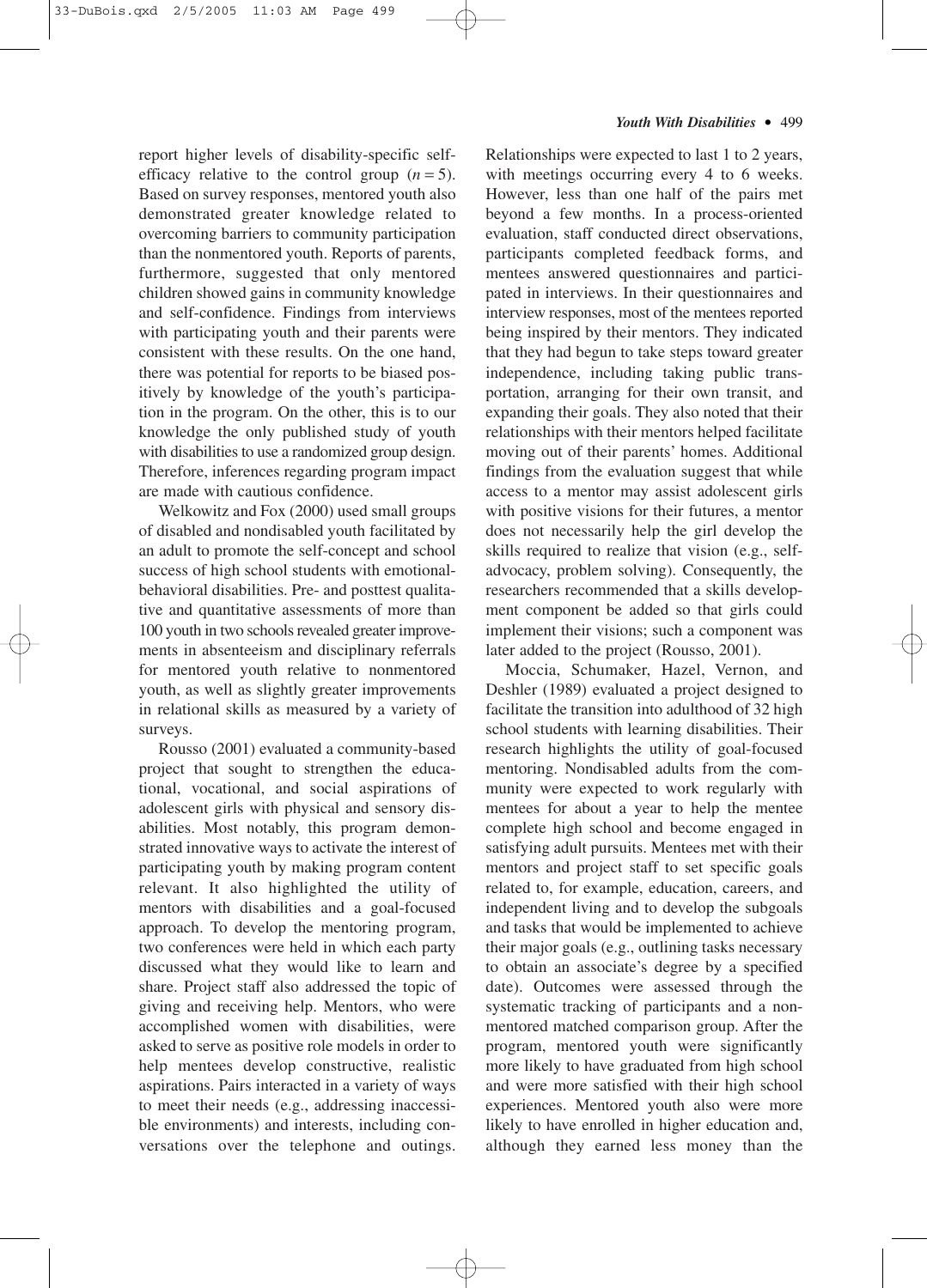report higher levels of disability-specific self-efficacy relative to the control group ($n = 5$). Based on survey responses, mentored youth also demonstrated greater knowledge related to overcoming barriers to community participation than the nonmentored youth. Reports of parents, furthermore, suggested that only mentored children showed gains in community knowledge and self-confidence. Findings from interviews with participating youth and their parents were consistent with these results. On the one hand, there was potential for reports to be biased positively by knowledge of the youth's participation in the program. On the other, this is to our knowledge the only published study of youth with disabilities to use a randomized group design. Therefore, inferences regarding program impact are made with cautious confidence.

Welkowitz and Fox (2000) used small groups of disabled and nondisabled youth facilitated by an adult to promote the self-concept and school success of high school students with emotional-behavioral disabilities. Pre- and posttest qualitative and quantitative assessments of more than 100 youth in two schools revealed greater improvements in absenteeism and disciplinary referrals for mentored youth relative to nonmentored youth, as well as slightly greater improvements in relational skills as measured by a variety of surveys.

Rousso (2001) evaluated a community-based project that sought to strengthen the educational, vocational, and social aspirations of adolescent girls with physical and sensory disabilities. Most notably, this program demonstrated innovative ways to activate the interest of participating youth by making program content relevant. It also highlighted the utility of mentors with disabilities and a goal-focused approach. To develop the mentoring program, two conferences were held in which each party discussed what they would like to learn and share. Project staff also addressed the topic of giving and receiving help. Mentors, who were accomplished women with disabilities, were asked to serve as positive role models in order to help mentees develop constructive, realistic aspirations. Pairs interacted in a variety of ways to meet their needs (e.g., addressing inaccessible environments) and interests, including conversations over the telephone and outings. Relationships were expected to last 1 to 2 years, with meetings occurring every 4 to 6 weeks. However, less than one half of the pairs met beyond a few months. In a process-oriented evaluation, staff conducted direct observations, participants completed feedback forms, and mentees answered questionnaires and participated in interviews. In their questionnaires and interview responses, most of the mentees reported being inspired by their mentors. They indicated that they had begun to take steps toward greater independence, including taking public transportation, arranging for their own transit, and expanding their goals. They also noted that their relationships with their mentors helped facilitate moving out of their parents' homes. Additional findings from the evaluation suggest that while access to a mentor may assist adolescent girls with positive visions for their futures, a mentor does not necessarily help the girl develop the skills required to realize that vision (e.g., self-advocacy, problem solving). Consequently, the researchers recommended that a skills development component be added so that girls could implement their visions; such a component was later added to the project (Rousso, 2001).

Moccia, Schumaker, Hazel, Vernon, and Deshler (1989) evaluated a project designed to facilitate the transition into adulthood of 32 high school students with learning disabilities. Their research highlights the utility of goal-focused mentoring. Nondisabled adults from the community were expected to work regularly with mentees for about a year to help the mentee complete high school and become engaged in satisfying adult pursuits. Mentees met with their mentors and project staff to set specific goals related to, for example, education, careers, and independent living and to develop the subgoals and tasks that would be implemented to achieve their major goals (e.g., outlining tasks necessary to obtain an associate's degree by a specified date). Outcomes were assessed through the systematic tracking of participants and a nonmentored matched comparison group. After the program, mentored youth were significantly more likely to have graduated from high school and were more satisfied with their high school experiences. Mentored youth also were more likely to have enrolled in higher education and, although they earned less money than the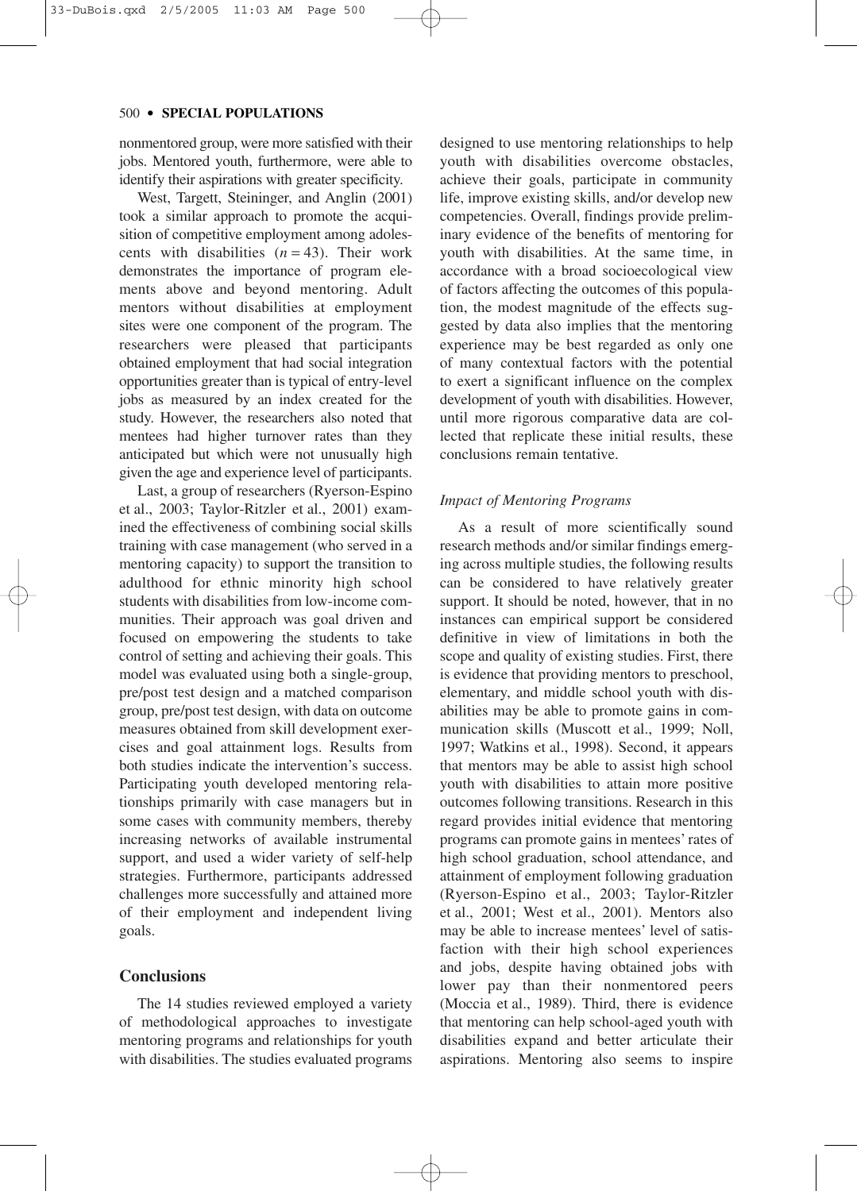nonmentored group, were more satisfied with their jobs. Mentored youth, furthermore, were able to identify their aspirations with greater specificity.

West, Targett, Steininger, and Anglin (2001) took a similar approach to promote the acquisition of competitive employment among adolescents with disabilities ($n = 43$). Their work demonstrates the importance of program elements above and beyond mentoring. Adult mentors without disabilities at employment sites were one component of the program. The researchers were pleased that participants obtained employment that had social integration opportunities greater than is typical of entry-level jobs as measured by an index created for the study. However, the researchers also noted that mentees had higher turnover rates than they anticipated but which were not unusually high given the age and experience level of participants.

Last, a group of researchers (Ryerson-Espino et al., 2003; Taylor-Ritzler et al., 2001) examined the effectiveness of combining social skills training with case management (who served in a mentoring capacity) to support the transition to adulthood for ethnic minority high school students with disabilities from low-income communities. Their approach was goal driven and focused on empowering the students to take control of setting and achieving their goals. This model was evaluated using both a single-group, pre/post test design and a matched comparison group, pre/post test design, with data on outcome measures obtained from skill development exercises and goal attainment logs. Results from both studies indicate the intervention's success. Participating youth developed mentoring relationships primarily with case managers but in some cases with community members, thereby increasing networks of available instrumental support, and used a wider variety of self-help strategies. Furthermore, participants addressed challenges more successfully and attained more of their employment and independent living goals.

## Conclusions

The 14 studies reviewed employed a variety of methodological approaches to investigate mentoring programs and relationships for youth with disabilities. The studies evaluated programs designed to use mentoring relationships to help youth with disabilities overcome obstacles, achieve their goals, participate in community life, improve existing skills, and/or develop new competencies. Overall, findings provide preliminary evidence of the benefits of mentoring for youth with disabilities. At the same time, in accordance with a broad socioecological view of factors affecting the outcomes of this population, the modest magnitude of the effects suggested by data also implies that the mentoring experience may be best regarded as only one of many contextual factors with the potential to exert a significant influence on the complex development of youth with disabilities. However, until more rigorous comparative data are collected that replicate these initial results, these conclusions remain tentative.

### *Impact of Mentoring Programs*

As a result of more scientifically sound research methods and/or similar findings emerging across multiple studies, the following results can be considered to have relatively greater support. It should be noted, however, that in no instances can empirical support be considered definitive in view of limitations in both the scope and quality of existing studies. First, there is evidence that providing mentors to preschool, elementary, and middle school youth with disabilities may be able to promote gains in communication skills (Muscott et al., 1999; Noll, 1997; Watkins et al., 1998). Second, it appears that mentors may be able to assist high school youth with disabilities to attain more positive outcomes following transitions. Research in this regard provides initial evidence that mentoring programs can promote gains in mentees' rates of high school graduation, school attendance, and attainment of employment following graduation (Ryerson-Espino et al., 2003; Taylor-Ritzler et al., 2001; West et al., 2001). Mentors also may be able to increase mentees' level of satisfaction with their high school experiences and jobs, despite having obtained jobs with lower pay than their nonmentored peers (Moccia et al., 1989). Third, there is evidence that mentoring can help school-aged youth with disabilities expand and better articulate their aspirations. Mentoring also seems to inspire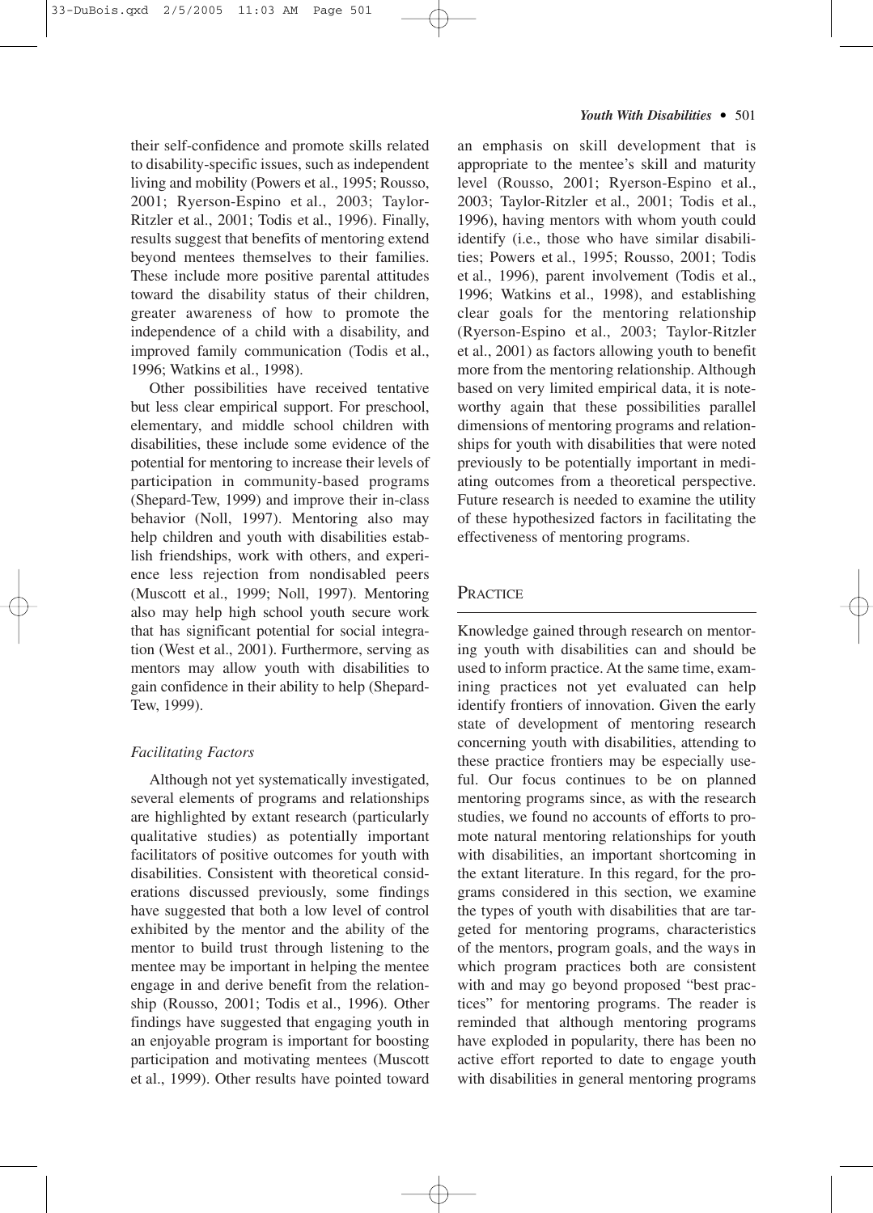their self-confidence and promote skills related to disability-specific issues, such as independent living and mobility (Powers et al., 1995; Rousso, 2001; Ryerson-Espino et al., 2003; Taylor-Ritzler et al., 2001; Todis et al., 1996). Finally, results suggest that benefits of mentoring extend beyond mentees themselves to their families. These include more positive parental attitudes toward the disability status of their children, greater awareness of how to promote the independence of a child with a disability, and improved family communication (Todis et al., 1996; Watkins et al., 1998).

Other possibilities have received tentative but less clear empirical support. For preschool, elementary, and middle school children with disabilities, these include some evidence of the potential for mentoring to increase their levels of participation in community-based programs (Shepard-Tew, 1999) and improve their in-class behavior (Noll, 1997). Mentoring also may help children and youth with disabilities establish friendships, work with others, and experience less rejection from nondisabled peers (Muscott et al., 1999; Noll, 1997). Mentoring also may help high school youth secure work that has significant potential for social integration (West et al., 2001). Furthermore, serving as mentors may allow youth with disabilities to gain confidence in their ability to help (Shepard-Tew, 1999).

### *Facilitating Factors*

Although not yet systematically investigated, several elements of programs and relationships are highlighted by extant research (particularly qualitative studies) as potentially important facilitators of positive outcomes for youth with disabilities. Consistent with theoretical considerations discussed previously, some findings have suggested that both a low level of control exhibited by the mentor and the ability of the mentor to build trust through listening to the mentee may be important in helping the mentee engage in and derive benefit from the relationship (Rousso, 2001; Todis et al., 1996). Other findings have suggested that engaging youth in an enjoyable program is important for boosting participation and motivating mentees (Muscott et al., 1999). Other results have pointed toward an emphasis on skill development that is appropriate to the mentee's skill and maturity level (Rousso, 2001; Ryerson-Espino et al., 2003; Taylor-Ritzler et al., 2001; Todis et al., 1996), having mentors with whom youth could identify (i.e., those who have similar disabilities; Powers et al., 1995; Rousso, 2001; Todis et al., 1996), parent involvement (Todis et al., 1996; Watkins et al., 1998), and establishing clear goals for the mentoring relationship (Ryerson-Espino et al., 2003; Taylor-Ritzler et al., 2001) as factors allowing youth to benefit more from the mentoring relationship. Although based on very limited empirical data, it is noteworthy again that these possibilities parallel dimensions of mentoring programs and relationships for youth with disabilities that were noted previously to be potentially important in mediating outcomes from a theoretical perspective. Future research is needed to examine the utility of these hypothesized factors in facilitating the effectiveness of mentoring programs.

## PRACTICE

Knowledge gained through research on mentoring youth with disabilities can and should be used to inform practice. At the same time, examining practices not yet evaluated can help identify frontiers of innovation. Given the early state of development of mentoring research concerning youth with disabilities, attending to these practice frontiers may be especially useful. Our focus continues to be on planned mentoring programs since, as with the research studies, we found no accounts of efforts to promote natural mentoring relationships for youth with disabilities, an important shortcoming in the extant literature. In this regard, for the programs considered in this section, we examine the types of youth with disabilities that are targeted for mentoring programs, characteristics of the mentors, program goals, and the ways in which program practices both are consistent with and may go beyond proposed "best practices" for mentoring programs. The reader is reminded that although mentoring programs have exploded in popularity, there has been no active effort reported to date to engage youth with disabilities in general mentoring programs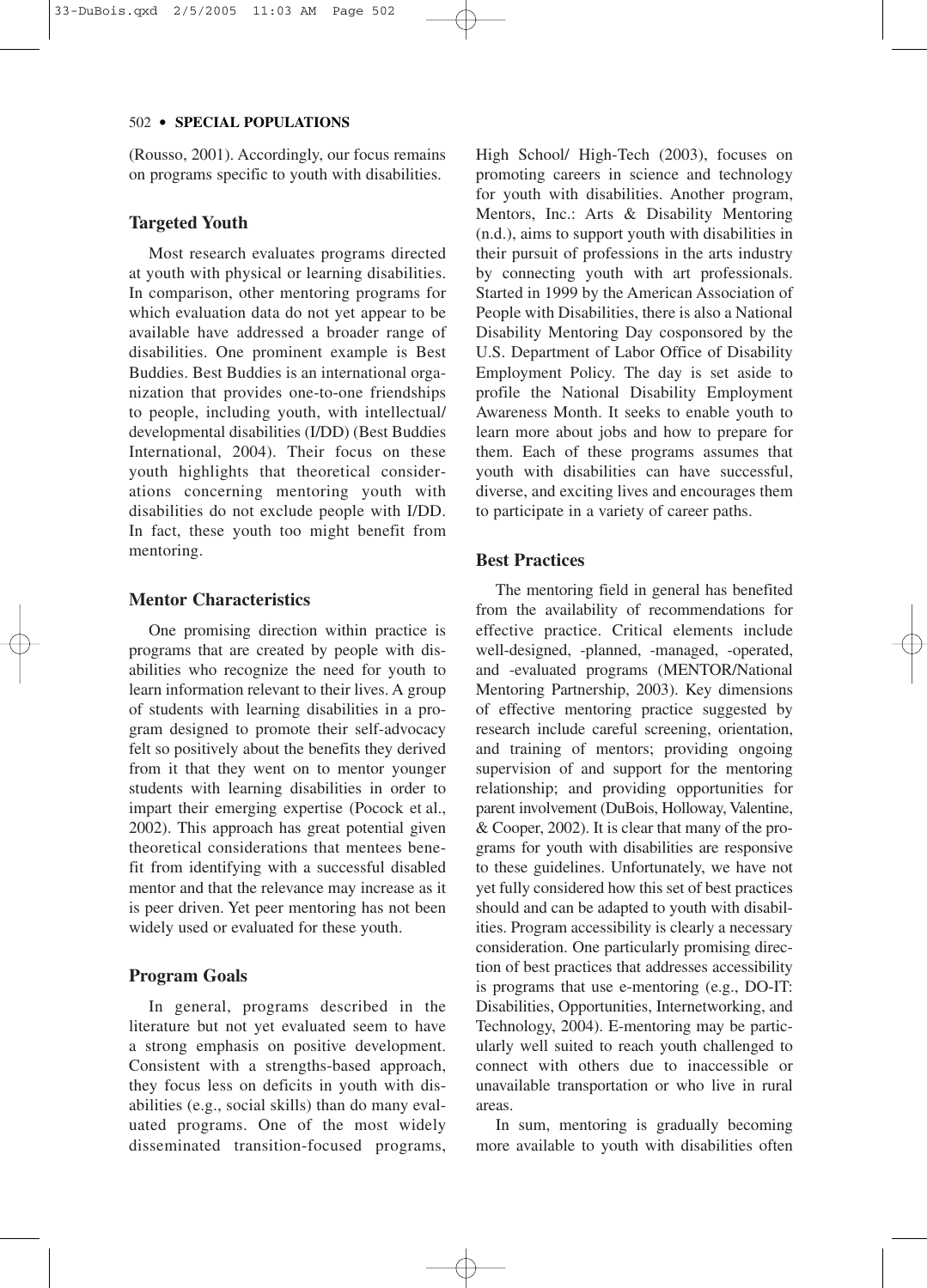(Rousso, 2001). Accordingly, our focus remains on programs specific to youth with disabilities.

### Targeted Youth

Most research evaluates programs directed at youth with physical or learning disabilities. In comparison, other mentoring programs for which evaluation data do not yet appear to be available have addressed a broader range of disabilities. One prominent example is Best Buddies. Best Buddies is an international organization that provides one-to-one friendships to people, including youth, with intellectual/developmental disabilities (I/DD) (Best Buddies International, 2004). Their focus on these youth highlights that theoretical considerations concerning mentoring youth with disabilities do not exclude people with I/DD. In fact, these youth too might benefit from mentoring.

### Mentor Characteristics

One promising direction within practice is programs that are created by people with disabilities who recognize the need for youth to learn information relevant to their lives. A group of students with learning disabilities in a program designed to promote their self-advocacy felt so positively about the benefits they derived from it that they went on to mentor younger students with learning disabilities in order to impart their emerging expertise (Pocock et al., 2002). This approach has great potential given theoretical considerations that mentees benefit from identifying with a successful disabled mentor and that the relevance may increase as it is peer driven. Yet peer mentoring has not been widely used or evaluated for these youth.

### Program Goals

In general, programs described in the literature but not yet evaluated seem to have a strong emphasis on positive development. Consistent with a strengths-based approach, they focus less on deficits in youth with disabilities (e.g., social skills) than do many evaluated programs. One of the most widely disseminated transition-focused programs, High School/ High-Tech (2003), focuses on promoting careers in science and technology for youth with disabilities. Another program, Mentors, Inc.: Arts & Disability Mentoring (n.d.), aims to support youth with disabilities in their pursuit of professions in the arts industry by connecting youth with art professionals. Started in 1999 by the American Association of People with Disabilities, there is also a National Disability Mentoring Day cosponsored by the U.S. Department of Labor Office of Disability Employment Policy. The day is set aside to profile the National Disability Employment Awareness Month. It seeks to enable youth to learn more about jobs and how to prepare for them. Each of these programs assumes that youth with disabilities can have successful, diverse, and exciting lives and encourages them to participate in a variety of career paths.

### Best Practices

The mentoring field in general has benefited from the availability of recommendations for effective practice. Critical elements include well-designed, -planned, -managed, -operated, and -evaluated programs (MENTOR/National Mentoring Partnership, 2003). Key dimensions of effective mentoring practice suggested by research include careful screening, orientation, and training of mentors; providing ongoing supervision of and support for the mentoring relationship; and providing opportunities for parent involvement (DuBois, Holloway, Valentine, & Cooper, 2002). It is clear that many of the programs for youth with disabilities are responsive to these guidelines. Unfortunately, we have not yet fully considered how this set of best practices should and can be adapted to youth with disabilities. Program accessibility is clearly a necessary consideration. One particularly promising direction of best practices that addresses accessibility is programs that use e-mentoring (e.g., DO-IT: Disabilities, Opportunities, Internetworking, and Technology, 2004). E-mentoring may be particularly well suited to reach youth challenged to connect with others due to inaccessible or unavailable transportation or who live in rural areas.

In sum, mentoring is gradually becoming more available to youth with disabilities often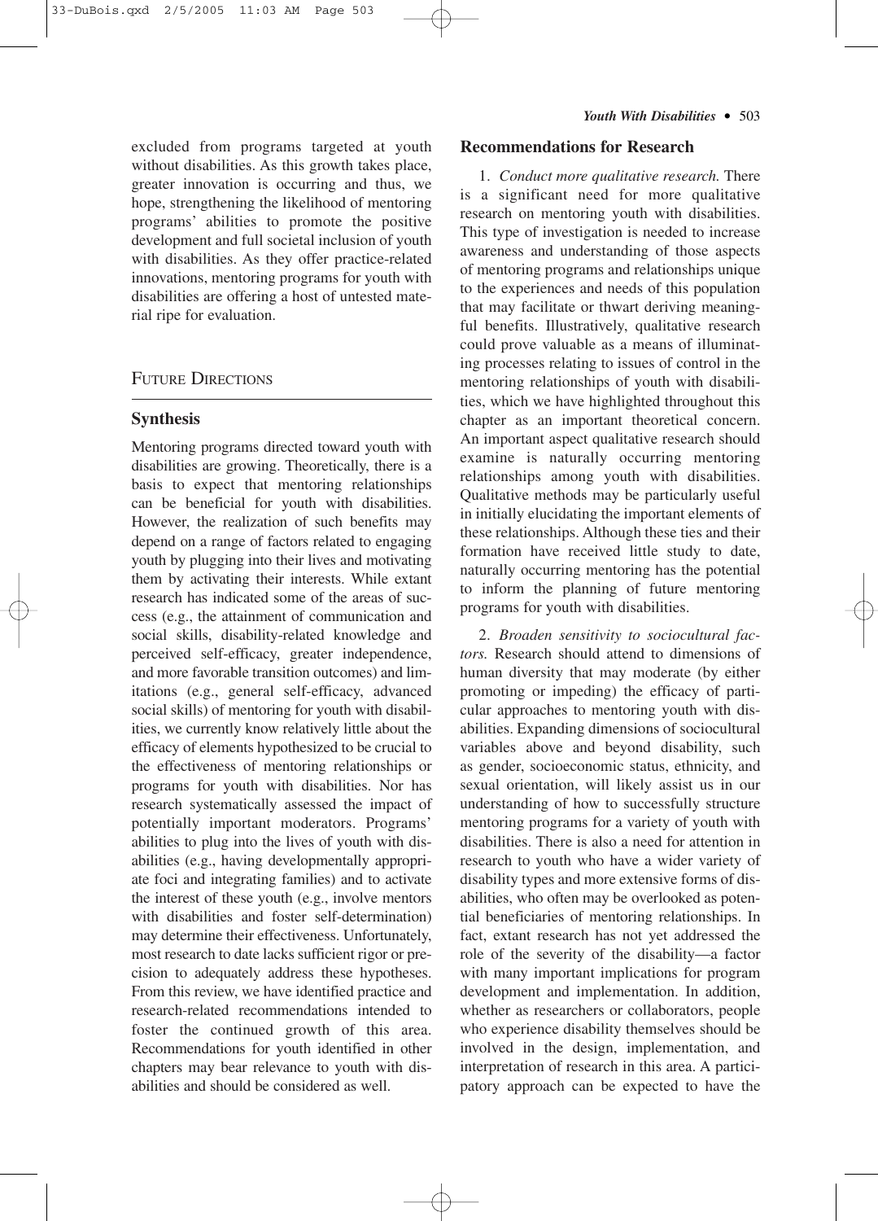excluded from programs targeted at youth without disabilities. As this growth takes place, greater innovation is occurring and thus, we hope, strengthening the likelihood of mentoring programs' abilities to promote the positive development and full societal inclusion of youth with disabilities. As they offer practice-related innovations, mentoring programs for youth with disabilities are offering a host of untested material ripe for evaluation.

## FUTURE DIRECTIONS

### Synthesis

Mentoring programs directed toward youth with disabilities are growing. Theoretically, there is a basis to expect that mentoring relationships can be beneficial for youth with disabilities. However, the realization of such benefits may depend on a range of factors related to engaging youth by plugging into their lives and motivating them by activating their interests. While extant research has indicated some of the areas of success (e.g., the attainment of communication and social skills, disability-related knowledge and perceived self-efficacy, greater independence, and more favorable transition outcomes) and limitations (e.g., general self-efficacy, advanced social skills) of mentoring for youth with disabilities, we currently know relatively little about the efficacy of elements hypothesized to be crucial to the effectiveness of mentoring relationships or programs for youth with disabilities. Nor has research systematically assessed the impact of potentially important moderators. Programs' abilities to plug into the lives of youth with disabilities (e.g., having developmentally appropriate foci and integrating families) and to activate the interest of these youth (e.g., involve mentors with disabilities and foster self-determination) may determine their effectiveness. Unfortunately, most research to date lacks sufficient rigor or precision to adequately address these hypotheses. From this review, we have identified practice and research-related recommendations intended to foster the continued growth of this area. Recommendations for youth identified in other chapters may bear relevance to youth with disabilities and should be considered as well.

### Recommendations for Research

1. *Conduct more qualitative research.* There is a significant need for more qualitative research on mentoring youth with disabilities. This type of investigation is needed to increase awareness and understanding of those aspects of mentoring programs and relationships unique to the experiences and needs of this population that may facilitate or thwart deriving meaningful benefits. Illustratively, qualitative research could prove valuable as a means of illuminating processes relating to issues of control in the mentoring relationships of youth with disabilities, which we have highlighted throughout this chapter as an important theoretical concern. An important aspect qualitative research should examine is naturally occurring mentoring relationships among youth with disabilities. Qualitative methods may be particularly useful in initially elucidating the important elements of these relationships. Although these ties and their formation have received little study to date, naturally occurring mentoring has the potential to inform the planning of future mentoring programs for youth with disabilities.

2. *Broaden sensitivity to sociocultural factors.* Research should attend to dimensions of human diversity that may moderate (by either promoting or impeding) the efficacy of particular approaches to mentoring youth with disabilities. Expanding dimensions of sociocultural variables above and beyond disability, such as gender, socioeconomic status, ethnicity, and sexual orientation, will likely assist us in our understanding of how to successfully structure mentoring programs for a variety of youth with disabilities. There is also a need for attention in research to youth who have a wider variety of disability types and more extensive forms of disabilities, who often may be overlooked as potential beneficiaries of mentoring relationships. In fact, extant research has not yet addressed the role of the severity of the disability—a factor with many important implications for program development and implementation. In addition, whether as researchers or collaborators, people who experience disability themselves should be involved in the design, implementation, and interpretation of research in this area. A participatory approach can be expected to have the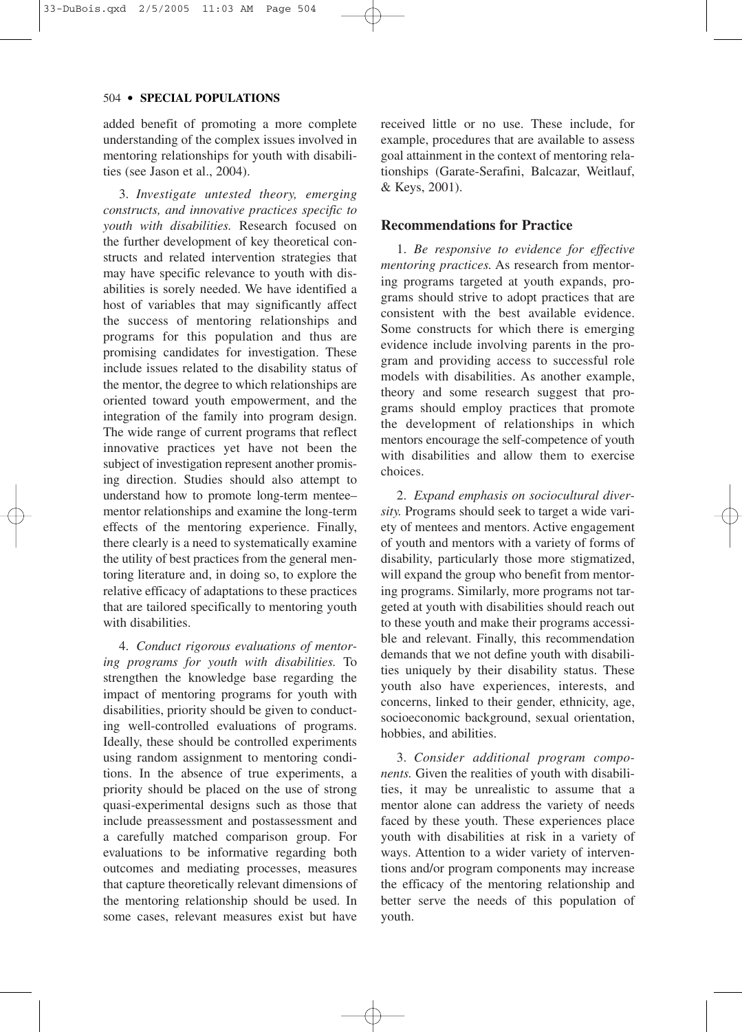added benefit of promoting a more complete understanding of the complex issues involved in mentoring relationships for youth with disabilities (see Jason et al., 2004).

3. *Investigate untested theory, emerging constructs, and innovative practices specific to youth with disabilities.* Research focused on the further development of key theoretical constructs and related intervention strategies that may have specific relevance to youth with disabilities is sorely needed. We have identified a host of variables that may significantly affect the success of mentoring relationships and programs for this population and thus are promising candidates for investigation. These include issues related to the disability status of the mentor, the degree to which relationships are oriented toward youth empowerment, and the integration of the family into program design. The wide range of current programs that reflect innovative practices yet have not been the subject of investigation represent another promising direction. Studies should also attempt to understand how to promote long-term mentee–mentor relationships and examine the long-term effects of the mentoring experience. Finally, there clearly is a need to systematically examine the utility of best practices from the general mentoring literature and, in doing so, to explore the relative efficacy of adaptations to these practices that are tailored specifically to mentoring youth with disabilities.

4. *Conduct rigorous evaluations of mentoring programs for youth with disabilities.* To strengthen the knowledge base regarding the impact of mentoring programs for youth with disabilities, priority should be given to conducting well-controlled evaluations of programs. Ideally, these should be controlled experiments using random assignment to mentoring conditions. In the absence of true experiments, a priority should be placed on the use of strong quasi-experimental designs such as those that include preassessment and postassessment and a carefully matched comparison group. For evaluations to be informative regarding both outcomes and mediating processes, measures that capture theoretically relevant dimensions of the mentoring relationship should be used. In some cases, relevant measures exist but have received little or no use. These include, for example, procedures that are available to assess goal attainment in the context of mentoring relationships (Garate-Serafini, Balcazar, Weitlauf, & Keys, 2001).

## Recommendations for Practice

1. *Be responsive to evidence for effective mentoring practices.* As research from mentoring programs targeted at youth expands, programs should strive to adopt practices that are consistent with the best available evidence. Some constructs for which there is emerging evidence include involving parents in the program and providing access to successful role models with disabilities. As another example, theory and some research suggest that programs should employ practices that promote the development of relationships in which mentors encourage the self-competence of youth with disabilities and allow them to exercise choices.

2. *Expand emphasis on sociocultural diversity.* Programs should seek to target a wide variety of mentees and mentors. Active engagement of youth and mentors with a variety of forms of disability, particularly those more stigmatized, will expand the group who benefit from mentoring programs. Similarly, more programs not targeted at youth with disabilities should reach out to these youth and make their programs accessible and relevant. Finally, this recommendation demands that we not define youth with disabilities uniquely by their disability status. These youth also have experiences, interests, and concerns, linked to their gender, ethnicity, age, socioeconomic background, sexual orientation, hobbies, and abilities.

3. *Consider additional program components.* Given the realities of youth with disabilities, it may be unrealistic to assume that a mentor alone can address the variety of needs faced by these youth. These experiences place youth with disabilities at risk in a variety of ways. Attention to a wider variety of interventions and/or program components may increase the efficacy of the mentoring relationship and better serve the needs of this population of youth.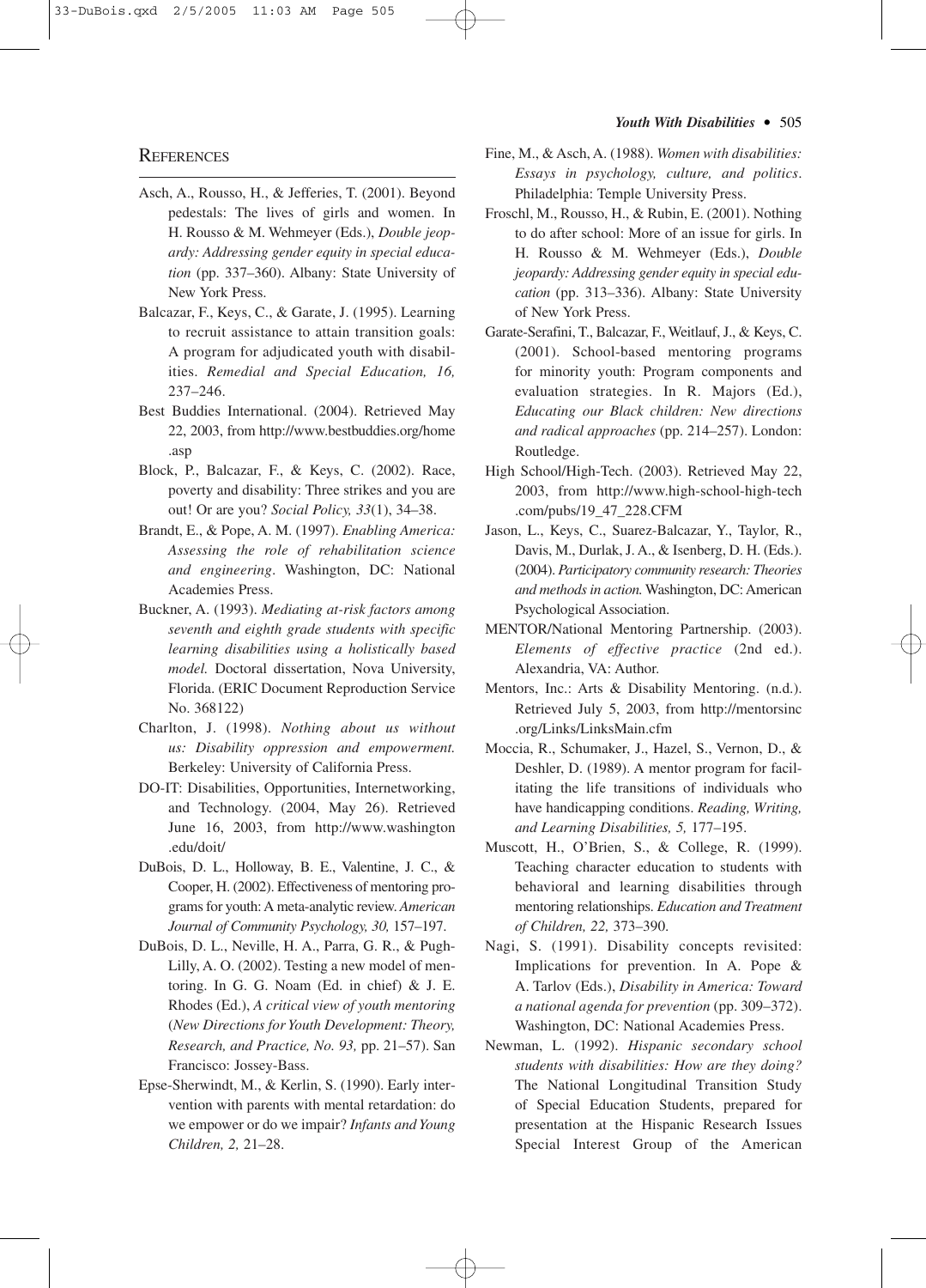## References

Asch, A., Rousso, H., & Jefferies, T. (2001). Beyond pedestals: The lives of girls and women. In H. Rousso & M. Wehmeyer (Eds.), *Double jeopardy: Addressing gender equity in special education* (pp. 337–360). Albany: State University of New York Press.

Balcazar, F., Keys, C., & Garate, J. (1995). Learning to recruit assistance to attain transition goals: A program for adjudicated youth with disabilities. *Remedial and Special Education, 16,* 237–246.

Best Buddies International. (2004). Retrieved May 22, 2003, from http://www.bestbuddies.org/home.asp

Block, P., Balcazar, F., & Keys, C. (2002). Race, poverty and disability: Three strikes and you are out! Or are you? *Social Policy, 33*(1), 34–38.

Brandt, E., & Pope, A. M. (1997). *Enabling America: Assessing the role of rehabilitation science and engineering*. Washington, DC: National Academies Press.

Buckner, A. (1993). *Mediating at-risk factors among seventh and eighth grade students with specific learning disabilities using a holistically based model.* Doctoral dissertation, Nova University, Florida. (ERIC Document Reproduction Service No. 368122)

Charlton, J. (1998). *Nothing about us without us: Disability oppression and empowerment.* Berkeley: University of California Press.

DO-IT: Disabilities, Opportunities, Internetworking, and Technology. (2004, May 26). Retrieved June 16, 2003, from http://www.washington.edu/doit/

DuBois, D. L., Holloway, B. E., Valentine, J. C., & Cooper, H. (2002). Effectiveness of mentoring programs for youth: A meta-analytic review. *American Journal of Community Psychology, 30,* 157–197.

DuBois, D. L., Neville, H. A., Parra, G. R., & Pugh-Lilly, A. O. (2002). Testing a new model of mentoring. In G. G. Noam (Ed. in chief) & J. E. Rhodes (Ed.), *A critical view of youth mentoring* (*New Directions for Youth Development: Theory, Research, and Practice, No. 93,* pp. 21–57). San Francisco: Jossey-Bass.

Epse-Sherwindt, M., & Kerlin, S. (1990). Early intervention with parents with mental retardation: do we empower or do we impair? *Infants and Young Children, 2,* 21–28.

Fine, M., & Asch, A. (1988). *Women with disabilities: Essays in psychology, culture, and politics*. Philadelphia: Temple University Press.

Froschl, M., Rousso, H., & Rubin, E. (2001). Nothing to do after school: More of an issue for girls. In H. Rousso & M. Wehmeyer (Eds.), *Double jeopardy: Addressing gender equity in special education* (pp. 313–336). Albany: State University of New York Press.

Garate-Serafini, T., Balcazar, F., Weitlauf, J., & Keys, C. (2001). School-based mentoring programs for minority youth: Program components and evaluation strategies. In R. Majors (Ed.), *Educating our Black children: New directions and radical approaches* (pp. 214–257). London: Routledge.

High School/High-Tech. (2003). Retrieved May 22, 2003, from http://www.high-school-high-tech.com/pubs/19_47_228.CFM

Jason, L., Keys, C., Suarez-Balcazar, Y., Taylor, R., Davis, M., Durlak, J. A., & Isenberg, D. H. (Eds.). (2004). *Participatory community research: Theories and methods in action.* Washington, DC: American Psychological Association.

MENTOR/National Mentoring Partnership. (2003). *Elements of effective practice* (2nd ed.). Alexandria, VA: Author.

Mentors, Inc.: Arts & Disability Mentoring. (n.d.). Retrieved July 5, 2003, from http://mentorsinc.org/Links/LinksMain.cfm

Moccia, R., Schumaker, J., Hazel, S., Vernon, D., & Deshler, D. (1989). A mentor program for facilitating the life transitions of individuals who have handicapping conditions. *Reading, Writing, and Learning Disabilities, 5,* 177–195.

Muscott, H., O'Brien, S., & College, R. (1999). Teaching character education to students with behavioral and learning disabilities through mentoring relationships. *Education and Treatment of Children, 22,* 373–390.

Nagi, S. (1991). Disability concepts revisited: Implications for prevention. In A. Pope & A. Tarlov (Eds.), *Disability in America: Toward a national agenda for prevention* (pp. 309–372). Washington, DC: National Academies Press.

Newman, L. (1992). *Hispanic secondary school students with disabilities: How are they doing?* The National Longitudinal Transition Study of Special Education Students, prepared for presentation at the Hispanic Research Issues Special Interest Group of the American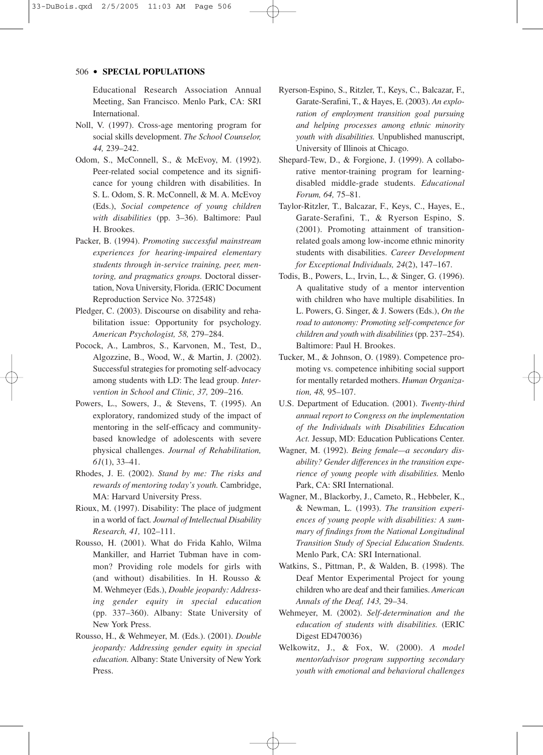Educational Research Association Annual Meeting, San Francisco. Menlo Park, CA: SRI International.

Noll, V. (1997). Cross-age mentoring program for social skills development. *The School Counselor, 44,* 239–242.

Odom, S., McConnell, S., & McEvoy, M. (1992). Peer-related social competence and its significance for young children with disabilities. In S. L. Odom, S. R. McConnell, & M. A. McEvoy (Eds.), *Social competence of young children with disabilities* (pp. 3–36). Baltimore: Paul H. Brookes.

Packer, B. (1994). *Promoting successful mainstream experiences for hearing-impaired elementary students through in-service training, peer, mentoring, and pragmatics groups.* Doctoral dissertation, Nova University, Florida. (ERIC Document Reproduction Service No. 372548)

Pledger, C. (2003). Discourse on disability and rehabilitation issue: Opportunity for psychology. *American Psychologist, 58,* 279–284.

Pocock, A., Lambros, S., Karvonen, M., Test, D., Algozzine, B., Wood, W., & Martin, J. (2002). Successful strategies for promoting self-advocacy among students with LD: The lead group. *Intervention in School and Clinic, 37,* 209–216.

Powers, L., Sowers, J., & Stevens, T. (1995). An exploratory, randomized study of the impact of mentoring in the self-efficacy and community-based knowledge of adolescents with severe physical challenges. *Journal of Rehabilitation, 61*(1), 33–41.

Rhodes, J. E. (2002). *Stand by me: The risks and rewards of mentoring today's youth.* Cambridge, MA: Harvard University Press.

Rioux, M. (1997). Disability: The place of judgment in a world of fact. *Journal of Intellectual Disability Research, 41,* 102–111.

Rousso, H. (2001). What do Frida Kahlo, Wilma Mankiller, and Harriet Tubman have in common? Providing role models for girls with (and without) disabilities. In H. Rousso & M. Wehmeyer (Eds.), *Double jeopardy: Addressing gender equity in special education* (pp. 337–360). Albany: State University of New York Press.

Rousso, H., & Wehmeyer, M. (Eds.). (2001). *Double jeopardy: Addressing gender equity in special education.* Albany: State University of New York Press.

Ryerson-Espino, S., Ritzler, T., Keys, C., Balcazar, F., Garate-Serafini, T., & Hayes, E. (2003). *An exploration of employment transition goal pursuing and helping processes among ethnic minority youth with disabilities.* Unpublished manuscript, University of Illinois at Chicago.

Shepard-Tew, D., & Forgione, J. (1999). A collaborative mentor-training program for learning-disabled middle-grade students. *Educational Forum, 64,* 75–81.

Taylor-Ritzler, T., Balcazar, F., Keys, C., Hayes, E., Garate-Serafini, T., & Ryerson Espino, S. (2001). Promoting attainment of transition-related goals among low-income ethnic minority students with disabilities. *Career Development for Exceptional Individuals, 24*(2), 147–167.

Todis, B., Powers, L., Irvin, L., & Singer, G. (1996). A qualitative study of a mentor intervention with children who have multiple disabilities. In L. Powers, G. Singer, & J. Sowers (Eds.), *On the road to autonomy: Promoting self-competence for children and youth with disabilities* (pp. 237–254). Baltimore: Paul H. Brookes.

Tucker, M., & Johnson, O. (1989). Competence promoting vs. competence inhibiting social support for mentally retarded mothers. *Human Organization, 48,* 95–107.

U.S. Department of Education. (2001). *Twenty-third annual report to Congress on the implementation of the Individuals with Disabilities Education Act.* Jessup, MD: Education Publications Center.

Wagner, M. (1992). *Being female—a secondary disability? Gender differences in the transition experience of young people with disabilities.* Menlo Park, CA: SRI International.

Wagner, M., Blackorby, J., Cameto, R., Hebbeler, K., & Newman, L. (1993). *The transition experiences of young people with disabilities: A summary of findings from the National Longitudinal Transition Study of Special Education Students.* Menlo Park, CA: SRI International.

Watkins, S., Pittman, P., & Walden, B. (1998). The Deaf Mentor Experimental Project for young children who are deaf and their families. *American Annals of the Deaf, 143,* 29–34.

Wehmeyer, M. (2002). *Self-determination and the education of students with disabilities.* (ERIC Digest ED470036)

Welkowitz, J., & Fox, W. (2000). *A model mentor/advisor program supporting secondary youth with emotional and behavioral challenges*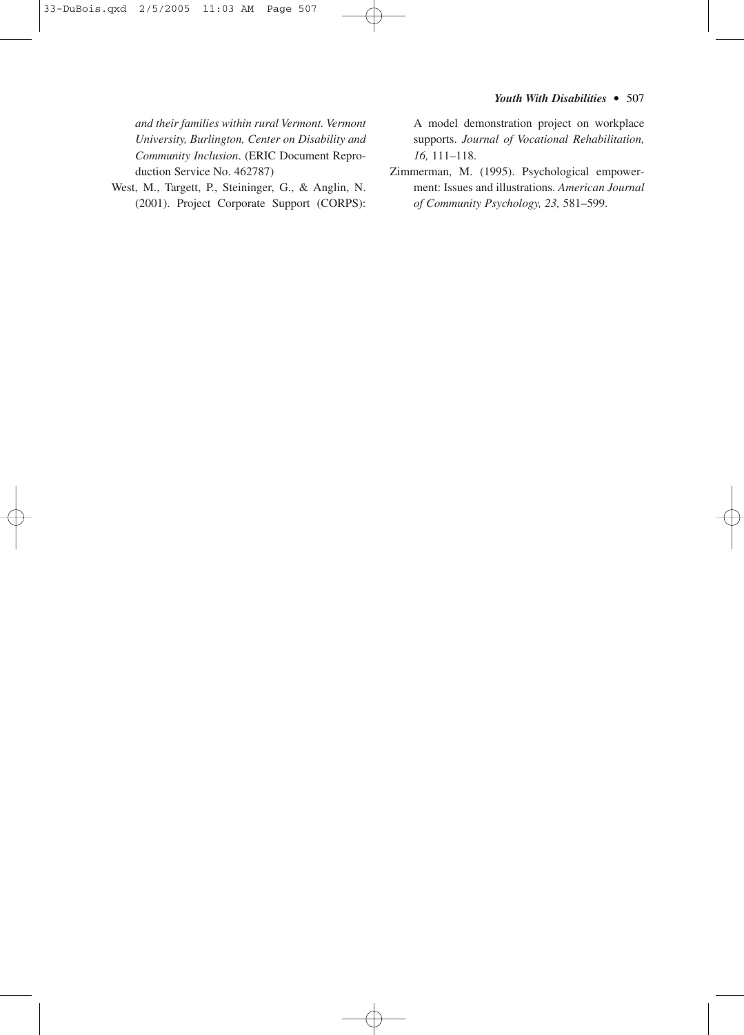*and their families within rural Vermont. Vermont University, Burlington, Center on Disability and Community Inclusion*. (ERIC Document Reproduction Service No. 462787)

West, M., Targett, P., Steininger, G., & Anglin, N. (2001). Project Corporate Support (CORPS): A model demonstration project on workplace supports. *Journal of Vocational Rehabilitation, 16,* 111–118.

Zimmerman, M. (1995). Psychological empowerment: Issues and illustrations. *American Journal of Community Psychology, 23,* 581–599.